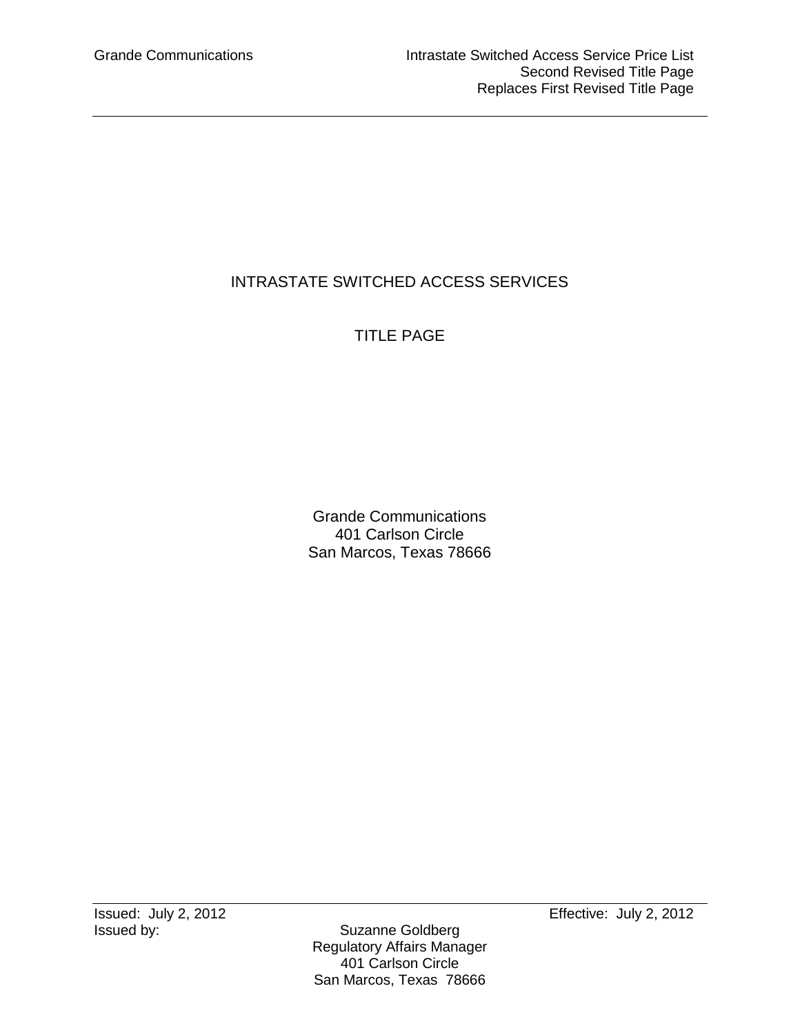# INTRASTATE SWITCHED ACCESS SERVICES

## TITLE PAGE

Grande Communications
401 Carlson Circle
San Marcos, Texas 78666

Issued: July 2, 2012
Effective: July 2, 2012
Issued by: Suzanne Goldberg
Regulatory Affairs Manager
401 Carlson Circle
San Marcos, Texas 78666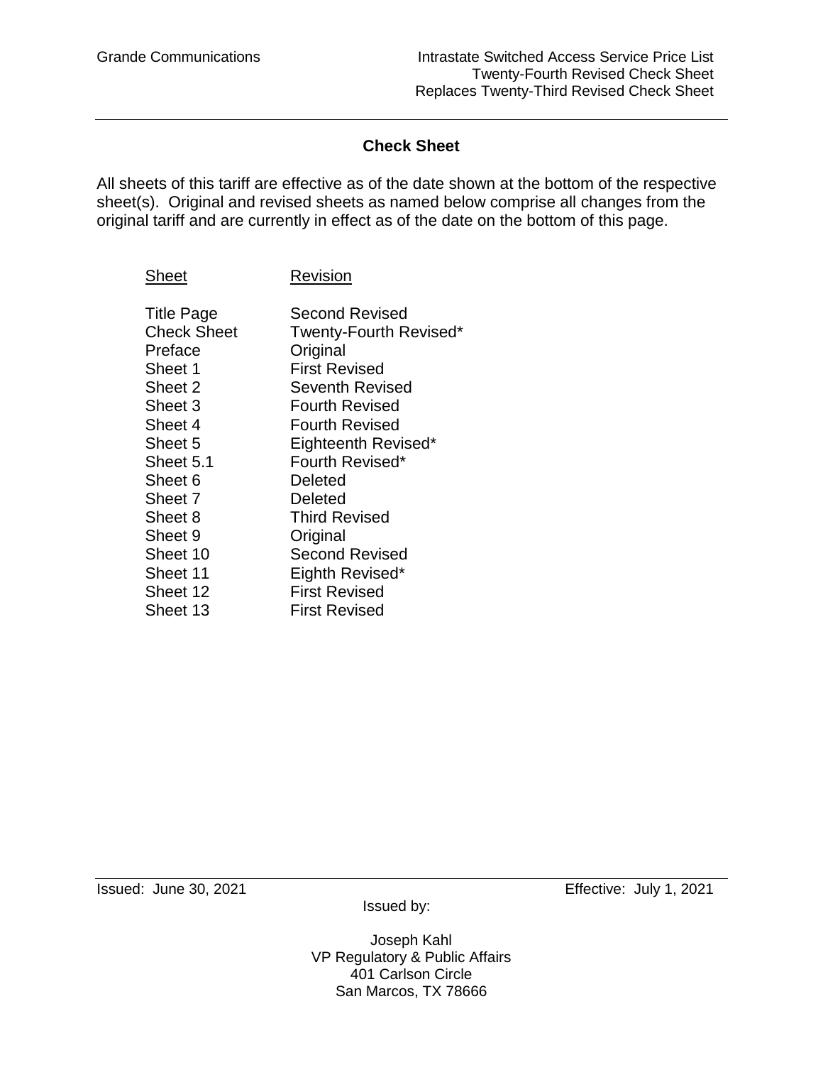# Check Sheet

All sheets of this tariff are effective as of the date shown at the bottom of the respective sheet(s). Original and revised sheets as named below comprise all changes from the original tariff and are currently in effect as of the date on the bottom of this page.

| Sheet | Revision |
|---|---|
| Title Page | Second Revised |
| Check Sheet | Twenty-Fourth Revised* |
| Preface | Original |
| Sheet 1 | First Revised |
| Sheet 2 | Seventh Revised |
| Sheet 3 | Fourth Revised |
| Sheet 4 | Fourth Revised |
| Sheet 5 | Eighteenth Revised* |
| Sheet 5.1 | Fourth Revised* |
| Sheet 6 | Deleted |
| Sheet 7 | Deleted |
| Sheet 8 | Third Revised |
| Sheet 9 | Original |
| Sheet 10 | Second Revised |
| Sheet 11 | Eighth Revised* |
| Sheet 12 | First Revised |
| Sheet 13 | First Revised |

Issued: June 30, 2021 Effective: July 1, 2021

Issued by:

Joseph Kahl
VP Regulatory & Public Affairs
401 Carlson Circle
San Marcos, TX 78666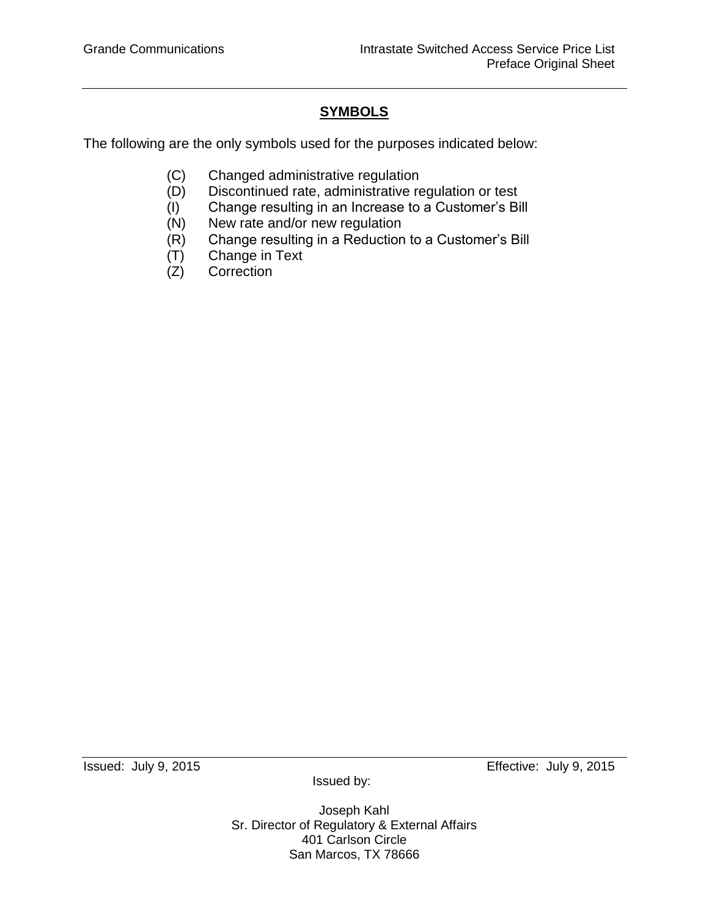## SYMBOLS

The following are the only symbols used for the purposes indicated below:

- (C) Changed administrative regulation
- (D) Discontinued rate, administrative regulation or test
- (I) Change resulting in an Increase to a Customer's Bill
- (N) New rate and/or new regulation
- (R) Change resulting in a Reduction to a Customer's Bill
- (T) Change in Text
- (Z) Correction

Issued: July 9, 2015 Effective: July 9, 2015

Issued by:

Joseph Kahl
Sr. Director of Regulatory & External Affairs
401 Carlson Circle
San Marcos, TX 78666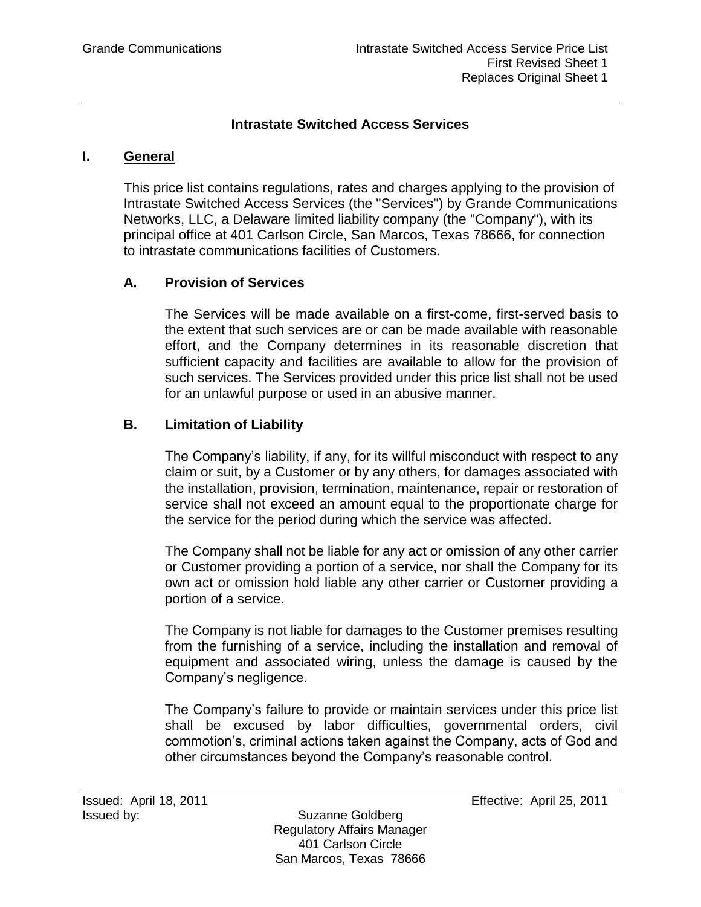## Intrastate Switched Access Services

### I. General

This price list contains regulations, rates and charges applying to the provision of Intrastate Switched Access Services (the "Services") by Grande Communications Networks, LLC, a Delaware limited liability company (the "Company"), with its principal office at 401 Carlson Circle, San Marcos, Texas 78666, for connection to intrastate communications facilities of Customers.

#### A. Provision of Services

The Services will be made available on a first-come, first-served basis to the extent that such services are or can be made available with reasonable effort, and the Company determines in its reasonable discretion that sufficient capacity and facilities are available to allow for the provision of such services. The Services provided under this price list shall not be used for an unlawful purpose or used in an abusive manner.

#### B. Limitation of Liability

The Company's liability, if any, for its willful misconduct with respect to any claim or suit, by a Customer or by any others, for damages associated with the installation, provision, termination, maintenance, repair or restoration of service shall not exceed an amount equal to the proportionate charge for the service for the period during which the service was affected.

The Company shall not be liable for any act or omission of any other carrier or Customer providing a portion of a service, nor shall the Company for its own act or omission hold liable any other carrier or Customer providing a portion of a service.

The Company is not liable for damages to the Customer premises resulting from the furnishing of a service, including the installation and removal of equipment and associated wiring, unless the damage is caused by the Company's negligence.

The Company's failure to provide or maintain services under this price list shall be excused by labor difficulties, governmental orders, civil commotion's, criminal actions taken against the Company, acts of God and other circumstances beyond the Company's reasonable control.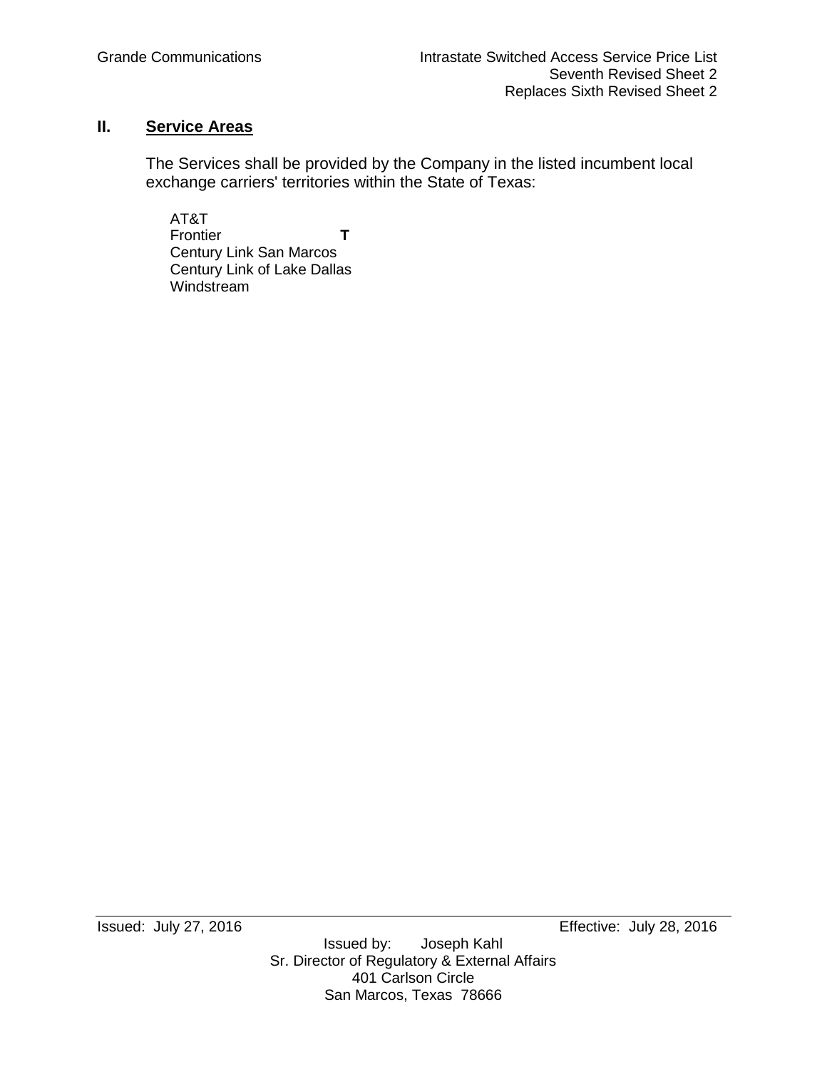## II. Service Areas

The Services shall be provided by the Company in the listed incumbent local exchange carriers' territories within the State of Texas:

AT&T
Frontier **T**
Century Link San Marcos
Century Link of Lake Dallas
Windstream

Issued: July 27, 2016 Effective: July 28, 2016

Issued by: Joseph Kahl
Sr. Director of Regulatory & External Affairs
401 Carlson Circle
San Marcos, Texas 78666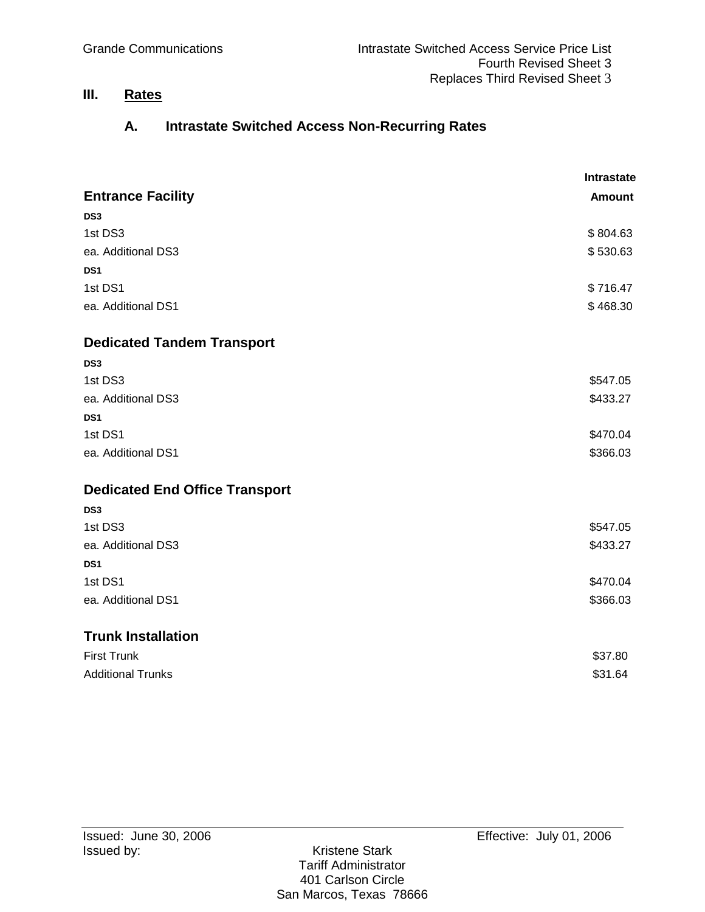## III. Rates

### A. Intrastate Switched Access Non-Recurring Rates

| Entrance Facility | Intrastate Amount |
|---|---|
| **DS3** | |
| 1st DS3 | $ 804.63 |
| ea. Additional DS3 | $ 530.63 |
| **DS1** | |
| 1st DS1 | $ 716.47 |
| ea. Additional DS1 | $ 468.30 |
| **Dedicated Tandem Transport** | |
| **DS3** | |
| 1st DS3 | $547.05 |
| ea. Additional DS3 | $433.27 |
| **DS1** | |
| 1st DS1 | $470.04 |
| ea. Additional DS1 | $366.03 |
| **Dedicated End Office Transport** | |
| **DS3** | |
| 1st DS3 | $547.05 |
| ea. Additional DS3 | $433.27 |
| **DS1** | |
| 1st DS1 | $470.04 |
| ea. Additional DS1 | $366.03 |
| **Trunk Installation** | |
| First Trunk | $37.80 |
| Additional Trunks | $31.64 |

Issued: June 30, 2006

Effective: July 01, 2006

Issued by:

Kristene Stark
Tariff Administrator
401 Carlson Circle
San Marcos, Texas 78666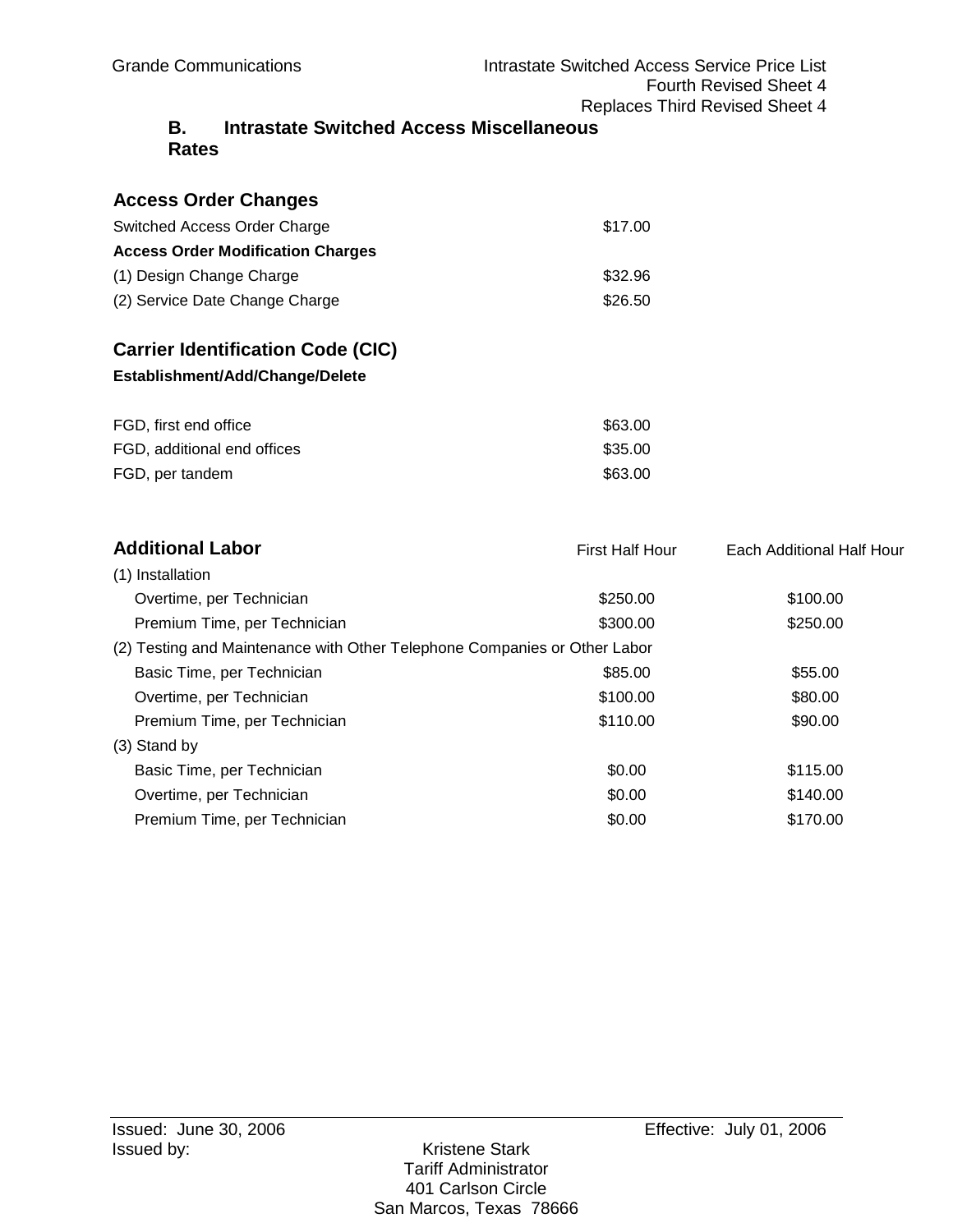Grande Communications

Intrastate Switched Access Service Price List
Fourth Revised Sheet 4
Replaces Third Revised Sheet 4

## B. Intrastate Switched Access Miscellaneous Rates

### Access Order Changes

| | |
|---|---|
| Switched Access Order Charge | $17.00 |
| **Access Order Modification Charges** | |
| (1) Design Change Charge | $32.96 |
| (2) Service Date Change Charge | $26.50 |

### Carrier Identification Code (CIC)

**Establishment/Add/Change/Delete**

| | |
|---|---|
| FGD, first end office | $63.00 |
| FGD, additional end offices | $35.00 |
| FGD, per tandem | $63.00 |

### Additional Labor

| | First Half Hour | Each Additional Half Hour |
|---|---|---|
| (1) Installation | | |
| Overtime, per Technician | $250.00 | $100.00 |
| Premium Time, per Technician | $300.00 | $250.00 |
| (2) Testing and Maintenance with Other Telephone Companies or Other Labor | | |
| Basic Time, per Technician | $85.00 | $55.00 |
| Overtime, per Technician | $100.00 | $80.00 |
| Premium Time, per Technician | $110.00 | $90.00 |
| (3) Stand by | | |
| Basic Time, per Technician | $0.00 | $115.00 |
| Overtime, per Technician | $0.00 | $140.00 |
| Premium Time, per Technician | $0.00 | $170.00 |

Issued: June 30, 2006
Effective: July 01, 2006
Issued by:
Kristene Stark
Tariff Administrator
401 Carlson Circle
San Marcos, Texas 78666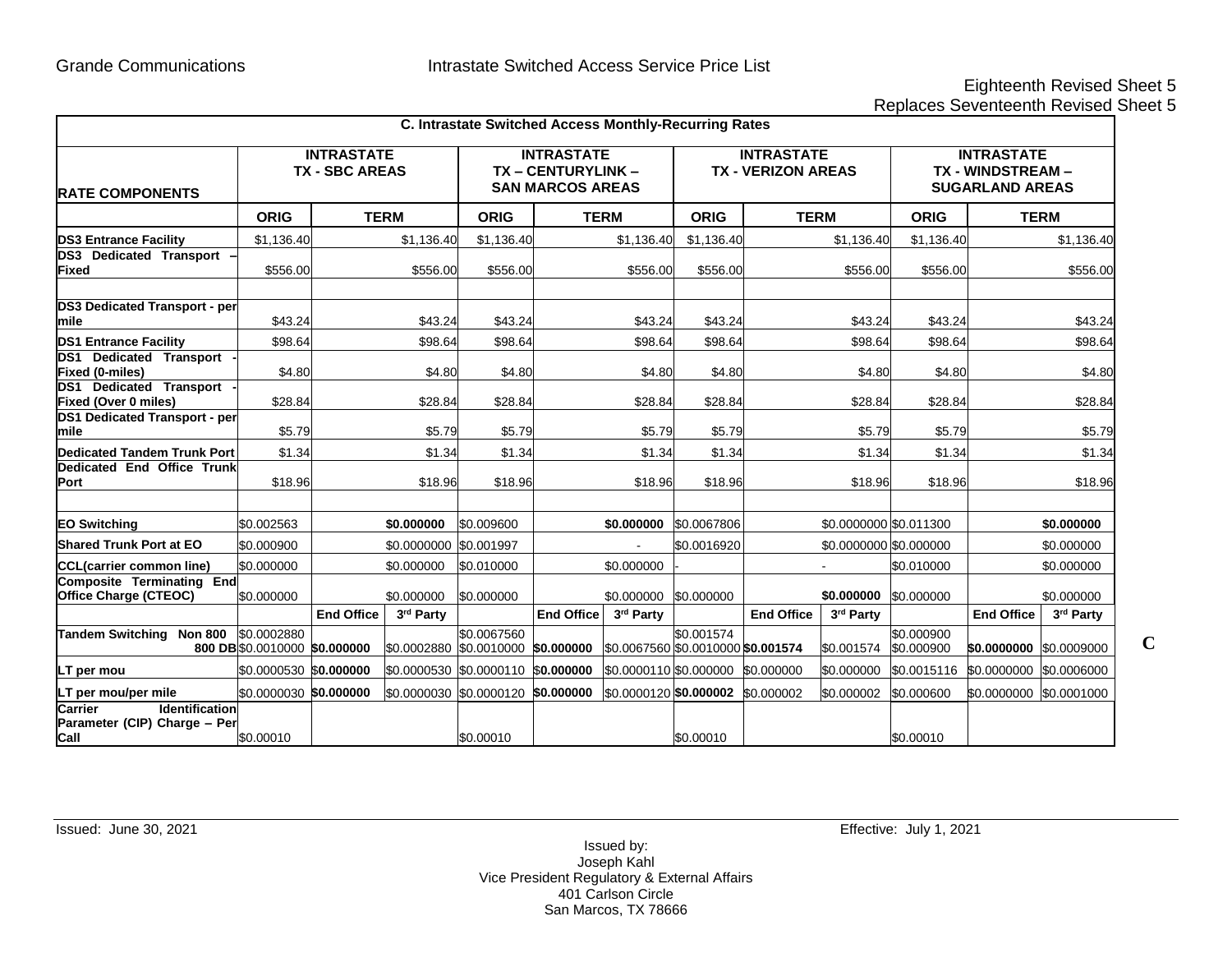Grande Communications — Intrastate Switched Access Service Price List

Eighteenth Revised Sheet 5
Replaces Seventeenth Revised Sheet 5

**C. Intrastate Switched Access Monthly-Recurring Rates**

| RATE COMPONENTS | INTRASTATE TX - SBC AREAS | | | INTRASTATE TX – CENTURYLINK – SAN MARCOS AREAS | | | INTRASTATE TX - VERIZON AREAS | | | INTRASTATE TX - WINDSTREAM – SUGARLAND AREAS | | | |
|---|---|---|---|---|---|---|---|---|---|---|---|---|---|
| | **ORIG** | **TERM** | | **ORIG** | **TERM** | | **ORIG** | **TERM** | | **ORIG** | **TERM** | | |
| **DS3 Entrance Facility** | $1,136.40 | | $1,136.40 | $1,136.40 | | $1,136.40 | $1,136.40 | | $1,136.40 | $1,136.40 | | $1,136.40 | |
| **DS3 Dedicated Transport – Fixed** | $556.00 | | $556.00 | $556.00 | | $556.00 | $556.00 | | $556.00 | $556.00 | | $556.00 | |
| | | | | | | | | | | | | | |
| **DS3 Dedicated Transport - per mile** | $43.24 | | $43.24 | $43.24 | | $43.24 | $43.24 | | $43.24 | $43.24 | | $43.24 | |
| **DS1 Entrance Facility** | $98.64 | | $98.64 | $98.64 | | $98.64 | $98.64 | | $98.64 | $98.64 | | $98.64 | |
| **DS1 Dedicated Transport - Fixed (0-miles)** | $4.80 | | $4.80 | $4.80 | | $4.80 | $4.80 | | $4.80 | $4.80 | | $4.80 | |
| **DS1 Dedicated Transport - Fixed (Over 0 miles)** | $28.84 | | $28.84 | $28.84 | | $28.84 | $28.84 | | $28.84 | $28.84 | | $28.84 | |
| **DS1 Dedicated Transport - per mile** | $5.79 | | $5.79 | $5.79 | | $5.79 | $5.79 | | $5.79 | $5.79 | | $5.79 | |
| **Dedicated Tandem Trunk Port** | $1.34 | | $1.34 | $1.34 | | $1.34 | $1.34 | | $1.34 | $1.34 | | $1.34 | |
| **Dedicated End Office Trunk Port** | $18.96 | | $18.96 | $18.96 | | $18.96 | $18.96 | | $18.96 | $18.96 | | $18.96 | |
| | | | | | | | | | | | | | |
| **EO Switching** | $0.002563 | | **$0.000000** | $0.009600 | | **$0.000000** | $0.0067806 | | $0.0000000 | $0.011300 | | **$0.000000** | |
| **Shared Trunk Port at EO** | $0.000900 | | $0.0000000 | $0.001997 | | - | $0.0016920 | | $0.0000000 | $0.000000 | | $0.000000 | |
| **CCL(carrier common line)** | $0.000000 | | $0.000000 | $0.010000 | | $0.000000 | - | | - | $0.010000 | | $0.000000 | |
| **Composite Terminating End Office Charge (CTEOC)** | $0.000000 | | $0.000000 | $0.000000 | | $0.000000 | $0.000000 | | **$0.000000** | $0.000000 | | $0.000000 | |
| | | **End Office** | **3rd Party** | | **End Office** | **3rd Party** | | **End Office** | **3rd Party** | | **End Office** | **3rd Party** | |
| **Tandem Switching Non 800 / 800 DB** | $0.0002880 / $0.0010000 | **$0.000000** | $0.0002880 | $0.0067560 / $0.0010000 | **$0.000000** | $0.0067560 | $0.001574 / $0.0010000 | **$0.001574** | $0.001574 | $0.000900 / $0.000900 | **$0.0000000** | $0.0009000 | C |
| **LT per mou** | $0.0000530 | **$0.000000** | $0.0000530 | $0.0000110 | **$0.000000** | $0.0000110 | $0.000000 | $0.000000 | $0.000000 | $0.0015116 | $0.0000000 | $0.0006000 | |
| **LT per mou/per mile** | $0.0000030 | **$0.000000** | $0.0000030 | $0.0000120 | **$0.000000** | $0.0000120 | **$0.000002** | $0.000002 | $0.000002 | $0.000600 | $0.0000000 | $0.0001000 | |
| **Carrier Identification Parameter (CIP) Charge – Per Call** | $0.00010 | | | $0.00010 | | | $0.00010 | | | $0.00010 | | | |

Issued: June 30, 2021

Effective: July 1, 2021

Issued by:
Joseph Kahl
Vice President Regulatory & External Affairs
401 Carlson Circle
San Marcos, TX 78666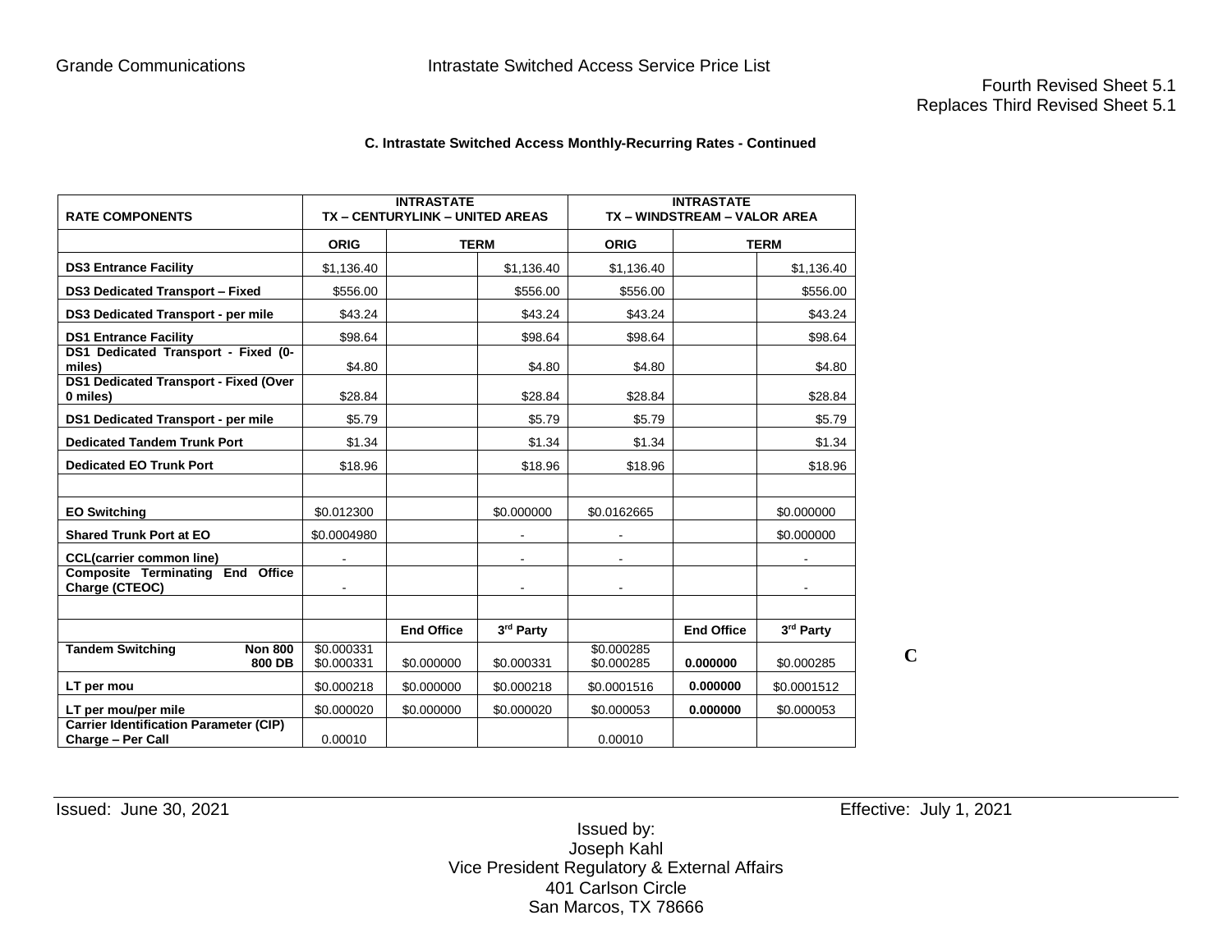Grande Communications Intrastate Switched Access Service Price List

Fourth Revised Sheet 5.1
Replaces Third Revised Sheet 5.1

**C. Intrastate Switched Access Monthly-Recurring Rates - Continued**

| RATE COMPONENTS | INTRASTATE TX – CENTURYLINK – UNITED AREAS | | | INTRASTATE TX – WINDSTREAM – VALOR AREA | | |
|---|---|---|---|---|---|---|
| | ORIG | TERM | | ORIG | TERM | |
| DS3 Entrance Facility | $1,136.40 | | $1,136.40 | $1,136.40 | | $1,136.40 |
| DS3 Dedicated Transport – Fixed | $556.00 | | $556.00 | $556.00 | | $556.00 |
| DS3 Dedicated Transport - per mile | $43.24 | | $43.24 | $43.24 | | $43.24 |
| DS1 Entrance Facility | $98.64 | | $98.64 | $98.64 | | $98.64 |
| DS1 Dedicated Transport - Fixed (0-miles) | $4.80 | | $4.80 | $4.80 | | $4.80 |
| DS1 Dedicated Transport - Fixed (Over 0 miles) | $28.84 | | $28.84 | $28.84 | | $28.84 |
| DS1 Dedicated Transport - per mile | $5.79 | | $5.79 | $5.79 | | $5.79 |
| Dedicated Tandem Trunk Port | $1.34 | | $1.34 | $1.34 | | $1.34 |
| Dedicated EO Trunk Port | $18.96 | | $18.96 | $18.96 | | $18.96 |
| | | | | | | |
| EO Switching | $0.012300 | | $0.000000 | $0.0162665 | | $0.000000 |
| Shared Trunk Port at EO | $0.0004980 | | - | - | | $0.000000 |
| CCL(carrier common line) | - | | - | - | | - |
| Composite Terminating End Office Charge (CTEOC) | - | | - | - | | - |
| | | | | | | |
| | | End Office | 3rd Party | | End Office | 3rd Party |
| Tandem Switching Non 800 | $0.000331 | | | $0.000285 | | |
| Tandem Switching 800 DB | $0.000331 | $0.000000 | $0.000331 | $0.000285 | **0.000000** | $0.000285 |
| LT per mou | $0.000218 | $0.000000 | $0.000218 | $0.0001516 | **0.000000** | $0.0001512 |
| LT per mou/per mile | $0.000020 | $0.000000 | $0.000020 | $0.000053 | **0.000000** | $0.000053 |
| Carrier Identification Parameter (CIP) Charge – Per Call | 0.00010 | | | 0.00010 | | |

C

Issued: June 30, 2021 Effective: July 1, 2021

Issued by:
Joseph Kahl
Vice President Regulatory & External Affairs
401 Carlson Circle
San Marcos, TX 78666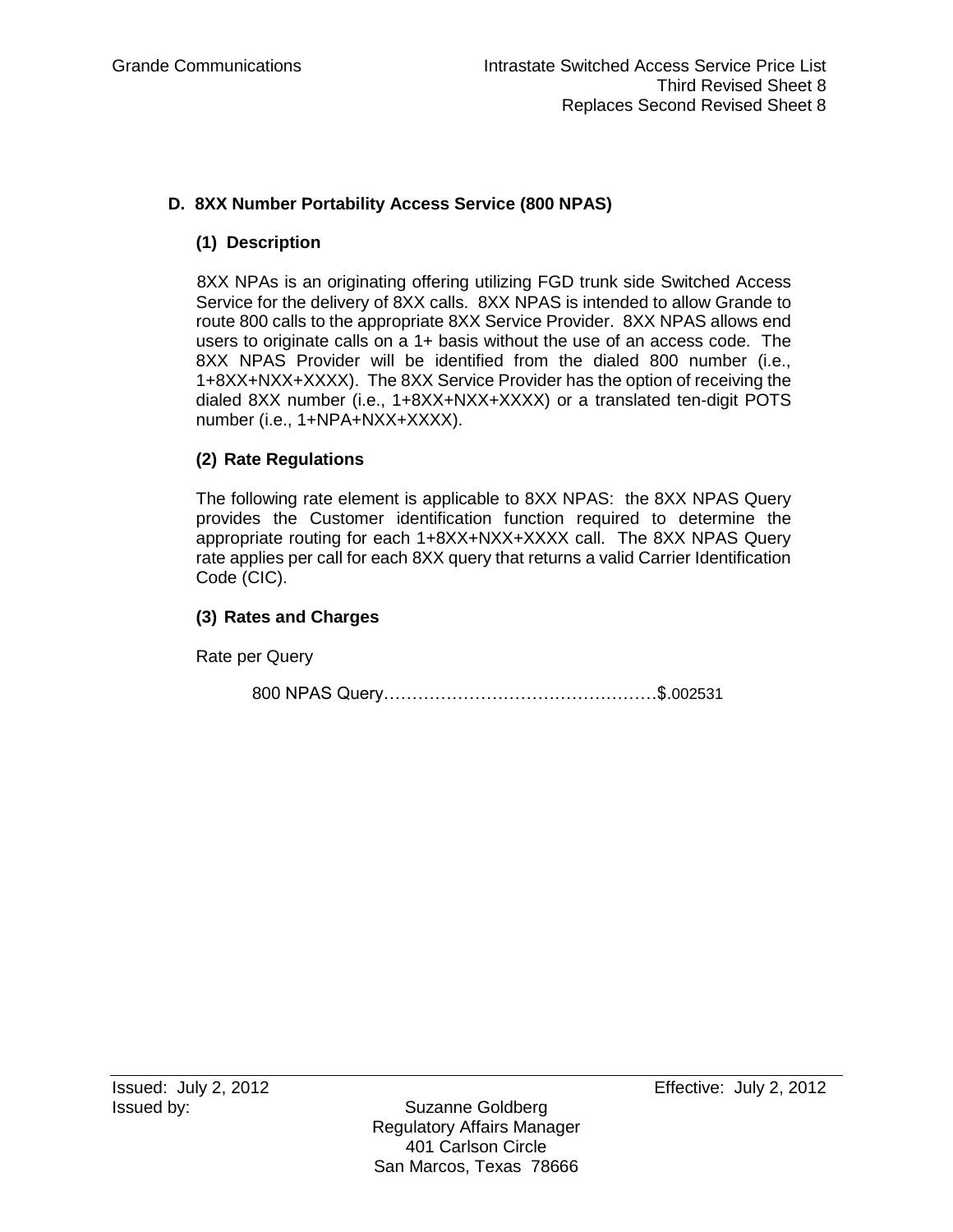## D. 8XX Number Portability Access Service (800 NPAS)

### (1) Description

8XX NPAs is an originating offering utilizing FGD trunk side Switched Access Service for the delivery of 8XX calls. 8XX NPAS is intended to allow Grande to route 800 calls to the appropriate 8XX Service Provider. 8XX NPAS allows end users to originate calls on a 1+ basis without the use of an access code. The 8XX NPAS Provider will be identified from the dialed 800 number (i.e., 1+8XX+NXX+XXXX). The 8XX Service Provider has the option of receiving the dialed 8XX number (i.e., 1+8XX+NXX+XXXX) or a translated ten-digit POTS number (i.e., 1+NPA+NXX+XXXX).

### (2) Rate Regulations

The following rate element is applicable to 8XX NPAS: the 8XX NPAS Query provides the Customer identification function required to determine the appropriate routing for each 1+8XX+NXX+XXXX call. The 8XX NPAS Query rate applies per call for each 8XX query that returns a valid Carrier Identification Code (CIC).

### (3) Rates and Charges

Rate per Query

800 NPAS Query…………………………………………$.002531

Issued: July 2, 2012

Effective: July 2, 2012

Issued by: Suzanne Goldberg
Regulatory Affairs Manager
401 Carlson Circle
San Marcos, Texas 78666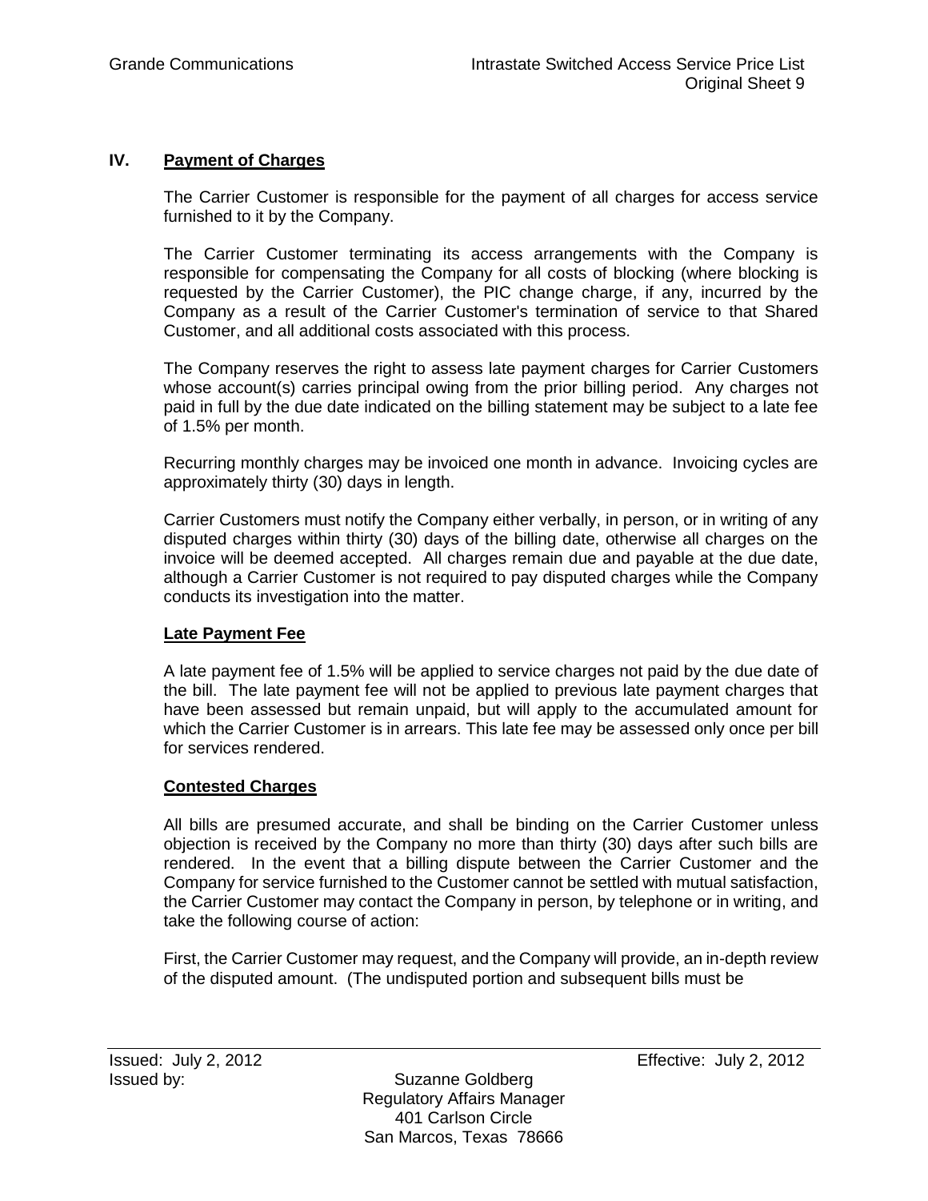## IV. Payment of Charges

The Carrier Customer is responsible for the payment of all charges for access service furnished to it by the Company.

The Carrier Customer terminating its access arrangements with the Company is responsible for compensating the Company for all costs of blocking (where blocking is requested by the Carrier Customer), the PIC change charge, if any, incurred by the Company as a result of the Carrier Customer's termination of service to that Shared Customer, and all additional costs associated with this process.

The Company reserves the right to assess late payment charges for Carrier Customers whose account(s) carries principal owing from the prior billing period. Any charges not paid in full by the due date indicated on the billing statement may be subject to a late fee of 1.5% per month.

Recurring monthly charges may be invoiced one month in advance. Invoicing cycles are approximately thirty (30) days in length.

Carrier Customers must notify the Company either verbally, in person, or in writing of any disputed charges within thirty (30) days of the billing date, otherwise all charges on the invoice will be deemed accepted. All charges remain due and payable at the due date, although a Carrier Customer is not required to pay disputed charges while the Company conducts its investigation into the matter.

### Late Payment Fee

A late payment fee of 1.5% will be applied to service charges not paid by the due date of the bill. The late payment fee will not be applied to previous late payment charges that have been assessed but remain unpaid, but will apply to the accumulated amount for which the Carrier Customer is in arrears. This late fee may be assessed only once per bill for services rendered.

### Contested Charges

All bills are presumed accurate, and shall be binding on the Carrier Customer unless objection is received by the Company no more than thirty (30) days after such bills are rendered. In the event that a billing dispute between the Carrier Customer and the Company for service furnished to the Customer cannot be settled with mutual satisfaction, the Carrier Customer may contact the Company in person, by telephone or in writing, and take the following course of action:

First, the Carrier Customer may request, and the Company will provide, an in-depth review of the disputed amount. (The undisputed portion and subsequent bills must be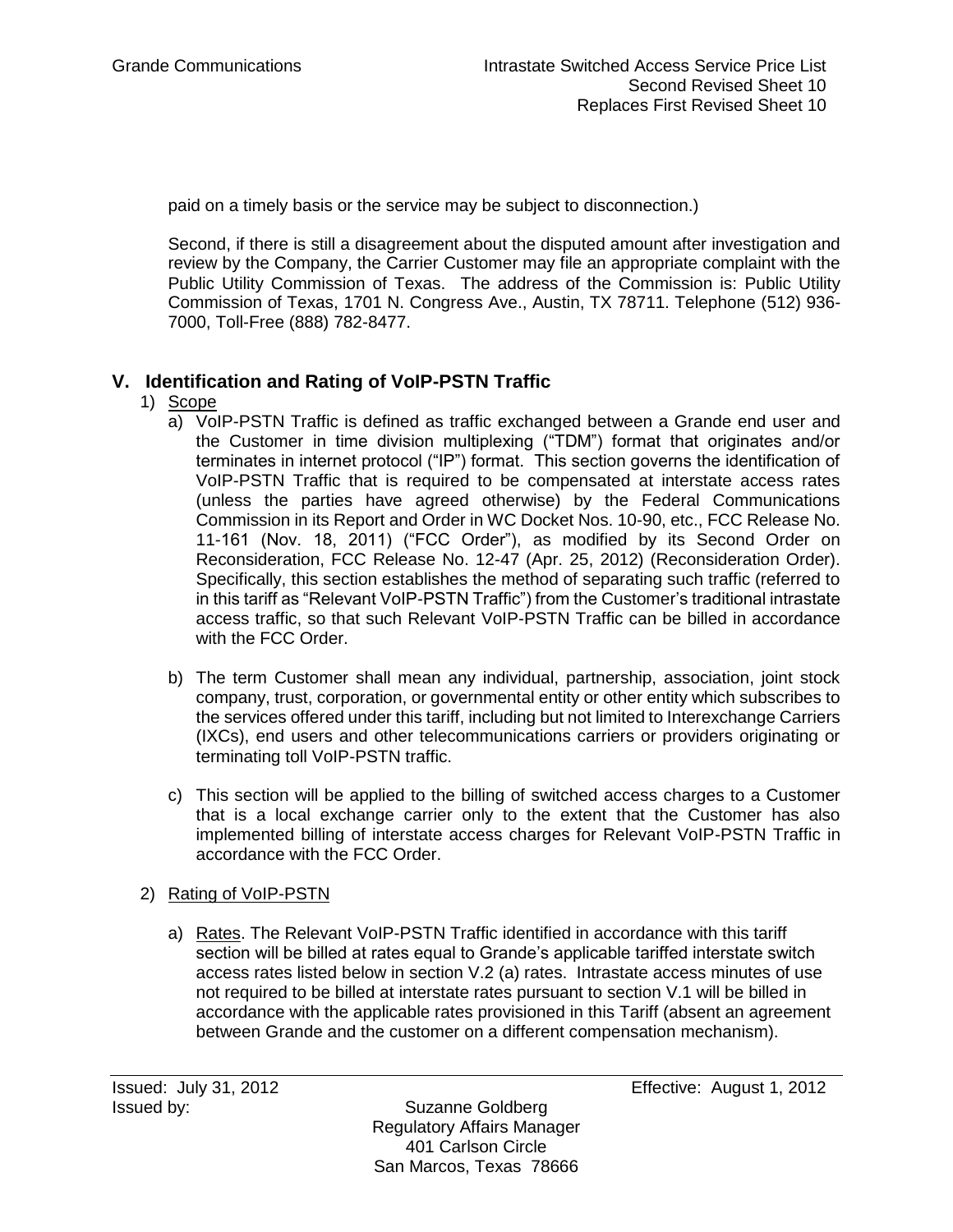paid on a timely basis or the service may be subject to disconnection.)

Second, if there is still a disagreement about the disputed amount after investigation and review by the Company, the Carrier Customer may file an appropriate complaint with the Public Utility Commission of Texas. The address of the Commission is: Public Utility Commission of Texas, 1701 N. Congress Ave., Austin, TX 78711. Telephone (512) 936-7000, Toll-Free (888) 782-8477.

## V. Identification and Rating of VoIP-PSTN Traffic

1) Scope

   a) VoIP-PSTN Traffic is defined as traffic exchanged between a Grande end user and the Customer in time division multiplexing ("TDM") format that originates and/or terminates in internet protocol ("IP") format. This section governs the identification of VoIP-PSTN Traffic that is required to be compensated at interstate access rates (unless the parties have agreed otherwise) by the Federal Communications Commission in its Report and Order in WC Docket Nos. 10-90, etc., FCC Release No. 11-161 (Nov. 18, 2011) ("FCC Order"), as modified by its Second Order on Reconsideration, FCC Release No. 12-47 (Apr. 25, 2012) (Reconsideration Order). Specifically, this section establishes the method of separating such traffic (referred to in this tariff as "Relevant VoIP-PSTN Traffic") from the Customer's traditional intrastate access traffic, so that such Relevant VoIP-PSTN Traffic can be billed in accordance with the FCC Order.

   b) The term Customer shall mean any individual, partnership, association, joint stock company, trust, corporation, or governmental entity or other entity which subscribes to the services offered under this tariff, including but not limited to Interexchange Carriers (IXCs), end users and other telecommunications carriers or providers originating or terminating toll VoIP-PSTN traffic.

   c) This section will be applied to the billing of switched access charges to a Customer that is a local exchange carrier only to the extent that the Customer has also implemented billing of interstate access charges for Relevant VoIP-PSTN Traffic in accordance with the FCC Order.

2) Rating of VoIP-PSTN

   a) Rates. The Relevant VoIP-PSTN Traffic identified in accordance with this tariff section will be billed at rates equal to Grande's applicable tariffed interstate switch access rates listed below in section V.2 (a) rates. Intrastate access minutes of use not required to be billed at interstate rates pursuant to section V.1 will be billed in accordance with the applicable rates provisioned in this Tariff (absent an agreement between Grande and the customer on a different compensation mechanism).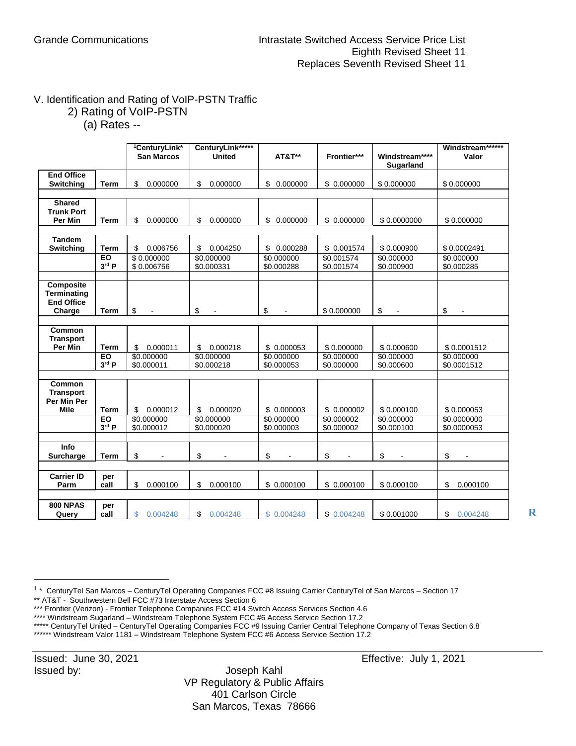Grande Communications

Intrastate Switched Access Service Price List
Eighth Revised Sheet 11
Replaces Seventh Revised Sheet 11

V. Identification and Rating of VoIP-PSTN Traffic

2) Rating of VoIP-PSTN

(a) Rates --

| | | [1]CenturyLink* San Marcos | CenturyLink***** United | AT&T** | Frontier*** | Windstream**** Sugarland | Windstream****** Valor |
|---|---|---|---|---|---|---|---|
| **End Office Switching** | **Term** | $ 0.000000 | $ 0.000000 | $ 0.000000 | $ 0.000000 | $ 0.000000 | $ 0.000000 |
| **Shared Trunk Port Per Min** | **Term** | $ 0.000000 | $ 0.000000 | $ 0.000000 | $ 0.000000 | $ 0.0000000 | $ 0.000000 |
| **Tandem Switching** | **Term** | $ 0.006756 | $ 0.004250 | $ 0.000288 | $ 0.001574 | $ 0.000900 | $ 0.0002491 |
| | **EO** | $ 0.000000 | $0.000000 | $0.000000 | $0.001574 | $0.000000 | $0.000000 |
| | **3rd P** | $ 0.006756 | $0.000331 | $0.000288 | $0.001574 | $0.000900 | $0.000285 |
| **Composite Terminating End Office Charge** | **Term** | $ - | $ - | $ - | $ 0.000000 | $ - | $ - |
| **Common Transport Per Min** | **Term** | $ 0.000011 | $ 0.000218 | $ 0.000053 | $ 0.000000 | $ 0.000600 | $ 0.0001512 |
| | **EO** | $0.000000 | $0.000000 | $0.000000 | $0.000000 | $0.000000 | $0.000000 |
| | **3rd P** | $0.000011 | $0.000218 | $0.000053 | $0.000000 | $0.000600 | $0.0001512 |
| **Common Transport Per Min Per Mile** | **Term** | $ 0.000012 | $ 0.000020 | $ 0.000003 | $ 0.000002 | $ 0.000100 | $ 0.000053 |
| | **EO** | $0.000000 | $0.000000 | $0.000000 | $0.000002 | $0.000000 | $0.0000000 |
| | **3rd P** | $0.000012 | $0.000020 | $0.000003 | $0.000002 | $0.000100 | $0.0000053 |
| **Info Surcharge** | **Term** | $ - | $ - | $ - | $ - | $ - | $ - |
| **Carrier ID Parm** | **per call** | $ 0.000100 | $ 0.000100 | $ 0.000100 | $ 0.000100 | $ 0.000100 | $ 0.000100 |
| **800 NPAS Query** | **per call** | $ 0.004248 | $ 0.004248 | $ 0.004248 | $ 0.004248 | $ 0.001000 | $ 0.004248 |

**R**

[1] * CenturyTel San Marcos – CenturyTel Operating Companies FCC #8 Issuing Carrier CenturyTel of San Marcos – Section 17
** AT&T - Southwestern Bell FCC #73 Interstate Access Section 6
*** Frontier (Verizon) - Frontier Telephone Companies FCC #14 Switch Access Services Section 4.6
**** Windstream Sugarland – Windstream Telephone System FCC #6 Access Service Section 17.2
***** CenturyTel United – CenturyTel Operating Companies FCC #9 Issuing Carrier Central Telephone Company of Texas Section 6.8
****** Windstream Valor 1181 – Windstream Telephone System FCC #6 Access Service Section 17.2

Issued: June 30, 2021

Effective: July 1, 2021

Issued by:

Joseph Kahl
VP Regulatory & Public Affairs
401 Carlson Circle
San Marcos, Texas 78666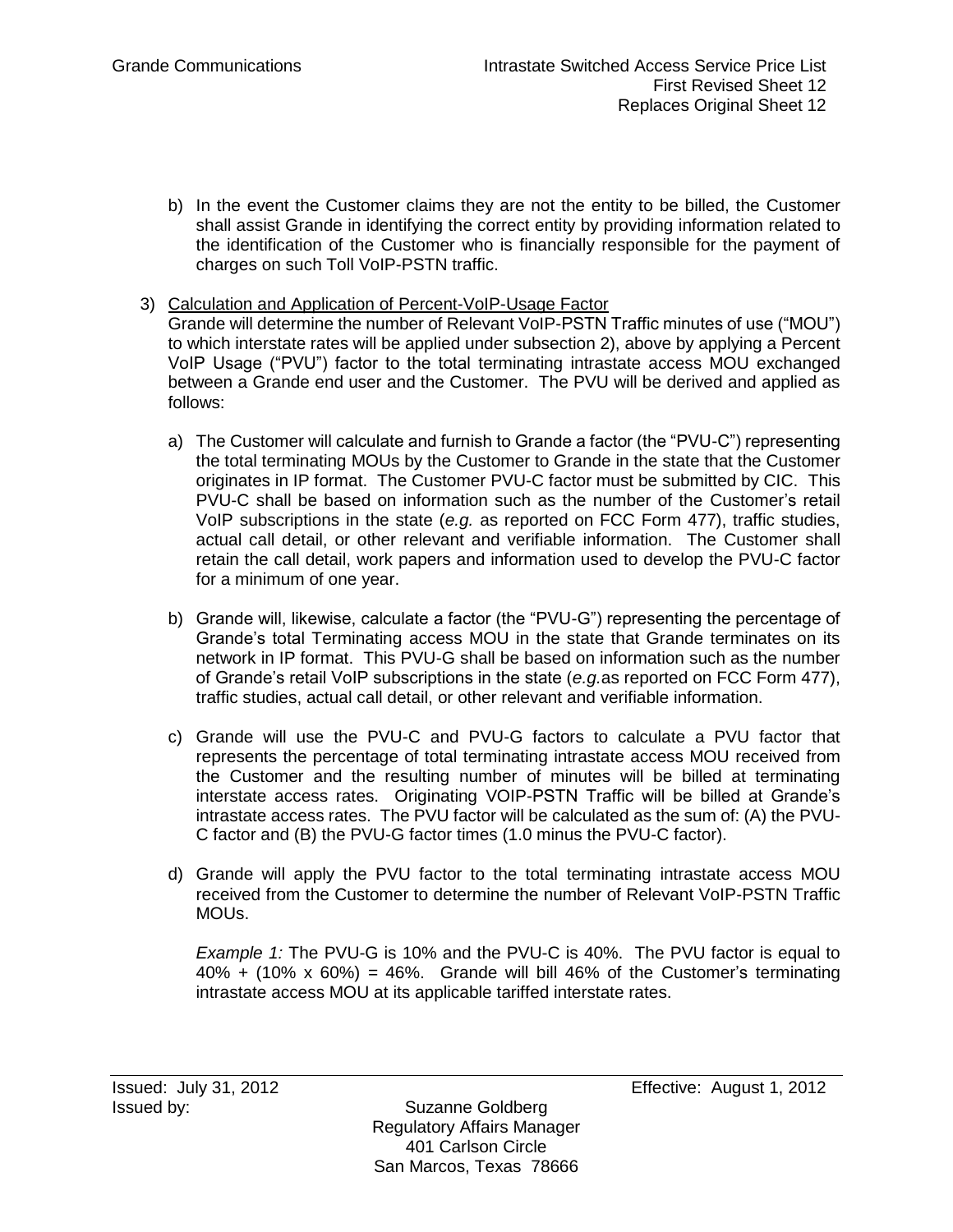b) In the event the Customer claims they are not the entity to be billed, the Customer shall assist Grande in identifying the correct entity by providing information related to the identification of the Customer who is financially responsible for the payment of charges on such Toll VoIP-PSTN traffic.

3) Calculation and Application of Percent-VoIP-Usage Factor

Grande will determine the number of Relevant VoIP-PSTN Traffic minutes of use ("MOU") to which interstate rates will be applied under subsection 2), above by applying a Percent VoIP Usage ("PVU") factor to the total terminating intrastate access MOU exchanged between a Grande end user and the Customer. The PVU will be derived and applied as follows:

a) The Customer will calculate and furnish to Grande a factor (the "PVU-C") representing the total terminating MOUs by the Customer to Grande in the state that the Customer originates in IP format. The Customer PVU-C factor must be submitted by CIC. This PVU-C shall be based on information such as the number of the Customer's retail VoIP subscriptions in the state (*e.g.* as reported on FCC Form 477), traffic studies, actual call detail, or other relevant and verifiable information. The Customer shall retain the call detail, work papers and information used to develop the PVU-C factor for a minimum of one year.

b) Grande will, likewise, calculate a factor (the "PVU-G") representing the percentage of Grande's total Terminating access MOU in the state that Grande terminates on its network in IP format. This PVU-G shall be based on information such as the number of Grande's retail VoIP subscriptions in the state (*e.g.*as reported on FCC Form 477), traffic studies, actual call detail, or other relevant and verifiable information.

c) Grande will use the PVU-C and PVU-G factors to calculate a PVU factor that represents the percentage of total terminating intrastate access MOU received from the Customer and the resulting number of minutes will be billed at terminating interstate access rates. Originating VOIP-PSTN Traffic will be billed at Grande's intrastate access rates. The PVU factor will be calculated as the sum of: (A) the PVU-C factor and (B) the PVU-G factor times (1.0 minus the PVU-C factor).

d) Grande will apply the PVU factor to the total terminating intrastate access MOU received from the Customer to determine the number of Relevant VoIP-PSTN Traffic MOUs.

*Example 1:* The PVU-G is 10% and the PVU-C is 40%. The PVU factor is equal to 40% + (10% x 60%) = 46%. Grande will bill 46% of the Customer's terminating intrastate access MOU at its applicable tariffed interstate rates.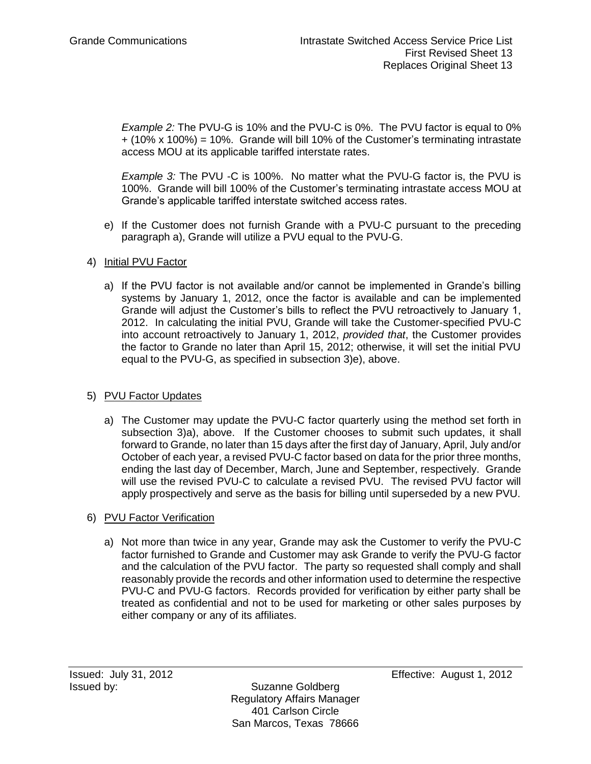*Example 2:* The PVU-G is 10% and the PVU-C is 0%. The PVU factor is equal to 0% + (10% x 100%) = 10%. Grande will bill 10% of the Customer's terminating intrastate access MOU at its applicable tariffed interstate rates.

*Example 3:* The PVU -C is 100%. No matter what the PVU-G factor is, the PVU is 100%. Grande will bill 100% of the Customer's terminating intrastate access MOU at Grande's applicable tariffed interstate switched access rates.

e) If the Customer does not furnish Grande with a PVU-C pursuant to the preceding paragraph a), Grande will utilize a PVU equal to the PVU-G.

4) Initial PVU Factor

a) If the PVU factor is not available and/or cannot be implemented in Grande's billing systems by January 1, 2012, once the factor is available and can be implemented Grande will adjust the Customer's bills to reflect the PVU retroactively to January 1, 2012. In calculating the initial PVU, Grande will take the Customer-specified PVU-C into account retroactively to January 1, 2012, *provided that*, the Customer provides the factor to Grande no later than April 15, 2012; otherwise, it will set the initial PVU equal to the PVU-G, as specified in subsection 3)e), above.

5) PVU Factor Updates

a) The Customer may update the PVU-C factor quarterly using the method set forth in subsection 3)a), above. If the Customer chooses to submit such updates, it shall forward to Grande, no later than 15 days after the first day of January, April, July and/or October of each year, a revised PVU-C factor based on data for the prior three months, ending the last day of December, March, June and September, respectively. Grande will use the revised PVU-C to calculate a revised PVU. The revised PVU factor will apply prospectively and serve as the basis for billing until superseded by a new PVU.

6) PVU Factor Verification

a) Not more than twice in any year, Grande may ask the Customer to verify the PVU-C factor furnished to Grande and Customer may ask Grande to verify the PVU-G factor and the calculation of the PVU factor. The party so requested shall comply and shall reasonably provide the records and other information used to determine the respective PVU-C and PVU-G factors. Records provided for verification by either party shall be treated as confidential and not to be used for marketing or other sales purposes by either company or any of its affiliates.